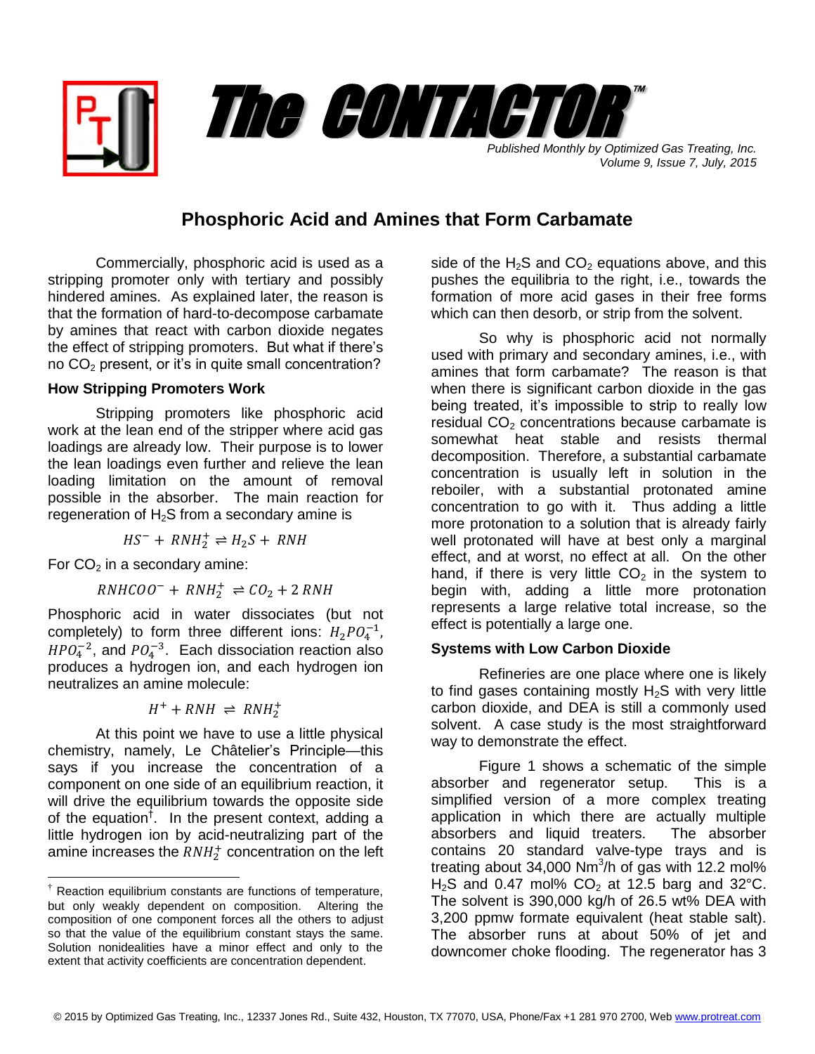# The CONTACTOR™

*Published Monthly by Optimized Gas Treating, Inc.*
*Volume 9, Issue 7, July, 2015*

## Phosphoric Acid and Amines that Form Carbamate

Commercially, phosphoric acid is used as a stripping promoter only with tertiary and possibly hindered amines. As explained later, the reason is that the formation of hard-to-decompose carbamate by amines that react with carbon dioxide negates the effect of stripping promoters. But what if there's no $CO_2$ present, or it's in quite small concentration?

### How Stripping Promoters Work

Stripping promoters like phosphoric acid work at the lean end of the stripper where acid gas loadings are already low. Their purpose is to lower the lean loadings even further and relieve the lean loading limitation on the amount of removal possible in the absorber. The main reaction for regeneration of $H_2S$ from a secondary amine is

$$HS^- + RNH_2^+ \rightleftharpoons H_2S + RNH$$

For $CO_2$ in a secondary amine:

$$RNHCOO^- + RNH_2^+ \rightleftharpoons CO_2 + 2\,RNH$$

Phosphoric acid in water dissociates (but not completely) to form three different ions: $H_2PO_4^{-1}$, $HPO_4^{-2}$, and $PO_4^{-3}$. Each dissociation reaction also produces a hydrogen ion, and each hydrogen ion neutralizes an amine molecule:

$$H^+ + RNH \rightleftharpoons RNH_2^+$$

At this point we have to use a little physical chemistry, namely, Le Châtelier's Principle—this says if you increase the concentration of a component on one side of an equilibrium reaction, it will drive the equilibrium towards the opposite side of the equation†. In the present context, adding a little hydrogen ion by acid-neutralizing part of the amine increases the $RNH_2^+$ concentration on the left side of the $H_2S$ and $CO_2$ equations above, and this pushes the equilibria to the right, i.e., towards the formation of more acid gases in their free forms which can then desorb, or strip from the solvent.

So why is phosphoric acid not normally used with primary and secondary amines, i.e., with amines that form carbamate? The reason is that when there is significant carbon dioxide in the gas being treated, it's impossible to strip to really low residual $CO_2$ concentrations because carbamate is somewhat heat stable and resists thermal decomposition. Therefore, a substantial carbamate concentration is usually left in solution in the reboiler, with a substantial protonated amine concentration to go with it. Thus adding a little more protonation to a solution that is already fairly well protonated will have at best only a marginal effect, and at worst, no effect at all. On the other hand, if there is very little $CO_2$ in the system to begin with, adding a little more protonation represents a large relative total increase, so the effect is potentially a large one.

### Systems with Low Carbon Dioxide

Refineries are one place where one is likely to find gases containing mostly $H_2S$ with very little carbon dioxide, and DEA is still a commonly used solvent. A case study is the most straightforward way to demonstrate the effect.

Figure 1 shows a schematic of the simple absorber and regenerator setup. This is a simplified version of a more complex treating application in which there are actually multiple absorbers and liquid treaters. The absorber contains 20 standard valve-type trays and is treating about 34,000 Nm$^3$/h of gas with 12.2 mol% $H_2S$ and 0.47 mol% $CO_2$ at 12.5 barg and 32°C. The solvent is 390,000 kg/h of 26.5 wt% DEA with 3,200 ppmw formate equivalent (heat stable salt). The absorber runs at about 50% of jet and downcomer choke flooding. The regenerator has 3

† Reaction equilibrium constants are functions of temperature, but only weakly dependent on composition. Altering the composition of one component forces all the others to adjust so that the value of the equilibrium constant stays the same. Solution nonidealities have a minor effect and only to the extent that activity coefficients are concentration dependent.

© 2015 by Optimized Gas Treating, Inc., 12337 Jones Rd., Suite 432, Houston, TX 77070, USA, Phone/Fax +1 281 970 2700, Web www.protreat.com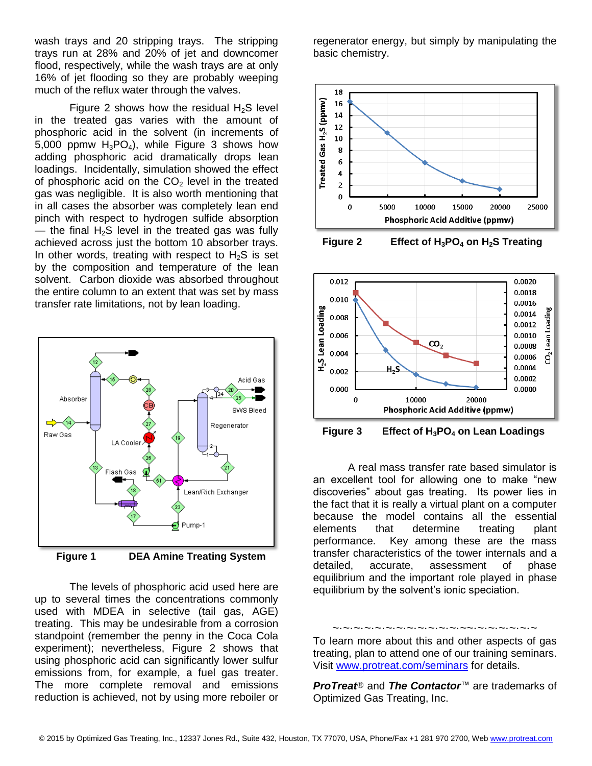wash trays and 20 stripping trays. The stripping trays run at 28% and 20% of jet and downcomer flood, respectively, while the wash trays are at only 16% of jet flooding so they are probably weeping much of the reflux water through the valves.

Figure 2 shows how the residual $H_2S$ level in the treated gas varies with the amount of phosphoric acid in the solvent (in increments of 5,000 ppmw $H_3PO_4$), while Figure 3 shows how adding phosphoric acid dramatically drops lean loadings. Incidentally, simulation showed the effect of phosphoric acid on the $CO_2$ level in the treated gas was negligible. It is also worth mentioning that in all cases the absorber was completely lean end pinch with respect to hydrogen sulfide absorption — the final $H_2S$ level in the treated gas was fully achieved across just the bottom 10 absorber trays. In other words, treating with respect to $H_2S$ is set by the composition and temperature of the lean solvent. Carbon dioxide was absorbed throughout the entire column to an extent that was set by mass transfer rate limitations, not by lean loading.

Absorber
Raw Gas
Acid Gas
SWS Bleed
Regenerator
LA Cooler
Flash Gas
Lean/Rich Exchanger
Pump-1

**Figure 1** **DEA Amine Treating System**

The levels of phosphoric acid used here are up to several times the concentrations commonly used with MDEA in selective (tail gas, AGE) treating. This may be undesirable from a corrosion standpoint (remember the penny in the Coca Cola experiment); nevertheless, Figure 2 shows that using phosphoric acid can significantly lower sulfur emissions from, for example, a fuel gas treater. The more complete removal and emissions reduction is achieved, not by using more reboiler or regenerator energy, but simply by manipulating the basic chemistry.

Treated Gas $H_2S$ (ppmv)
Phosphoric Acid Additive (ppmw)

**Figure 2** **Effect of $H_3PO_4$ on $H_2S$ Treating**

$H_2S$ Lean Loading
$CO_2$ Lean Loading
$CO_2$
$H_2S$
Phosphoric Acid Additive (ppmw)

**Figure 3** **Effect of $H_3PO_4$ on Lean Loadings**

A real mass transfer rate based simulator is an excellent tool for allowing one to make "new discoveries" about gas treating. Its power lies in the fact that it is really a virtual plant on a computer because the model contains all the essential elements that determine treating plant performance. Key among these are the mass transfer characteristics of the tower internals and a detailed, accurate, assessment of phase equilibrium and the important role played in phase equilibrium by the solvent's ionic speciation.

~.~.~.~.~.~.~.~.~.~.~.~.~.~~.~.~.~.~.~.~.~

To learn more about this and other aspects of gas treating, plan to attend one of our training seminars. Visit www.protreat.com/seminars for details.

***ProTreat*®** and ***The Contactor*™** are trademarks of Optimized Gas Treating, Inc.

© 2015 by Optimized Gas Treating, Inc., 12337 Jones Rd., Suite 432, Houston, TX 77070, USA, Phone/Fax +1 281 970 2700, Web www.protreat.com